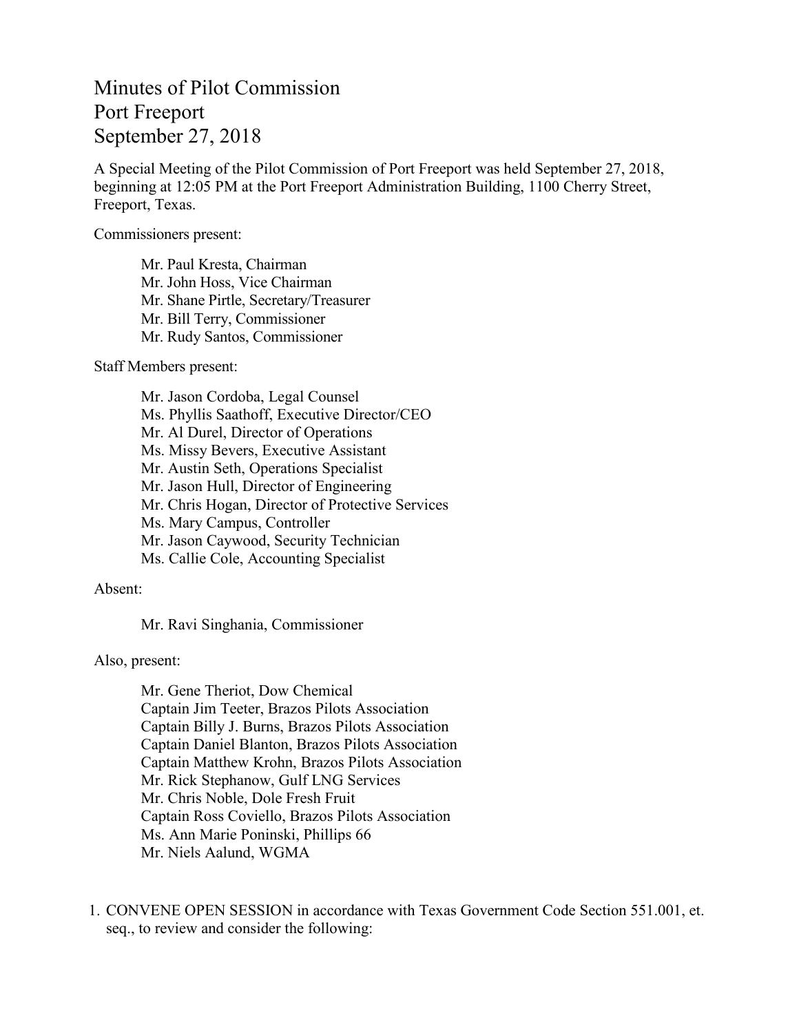# Minutes of Pilot Commission
# Port Freeport
# September 27, 2018

A Special Meeting of the Pilot Commission of Port Freeport was held September 27, 2018, beginning at 12:05 PM at the Port Freeport Administration Building, 1100 Cherry Street, Freeport, Texas.

Commissioners present:

Mr. Paul Kresta, Chairman
Mr. John Hoss, Vice Chairman
Mr. Shane Pirtle, Secretary/Treasurer
Mr. Bill Terry, Commissioner
Mr. Rudy Santos, Commissioner

Staff Members present:

Mr. Jason Cordoba, Legal Counsel
Ms. Phyllis Saathoff, Executive Director/CEO
Mr. Al Durel, Director of Operations
Ms. Missy Bevers, Executive Assistant
Mr. Austin Seth, Operations Specialist
Mr. Jason Hull, Director of Engineering
Mr. Chris Hogan, Director of Protective Services
Ms. Mary Campus, Controller
Mr. Jason Caywood, Security Technician
Ms. Callie Cole, Accounting Specialist

Absent:

Mr. Ravi Singhania, Commissioner

Also, present:

Mr. Gene Theriot, Dow Chemical
Captain Jim Teeter, Brazos Pilots Association
Captain Billy J. Burns, Brazos Pilots Association
Captain Daniel Blanton, Brazos Pilots Association
Captain Matthew Krohn, Brazos Pilots Association
Mr. Rick Stephanow, Gulf LNG Services
Mr. Chris Noble, Dole Fresh Fruit
Captain Ross Coviello, Brazos Pilots Association
Ms. Ann Marie Poninski, Phillips 66
Mr. Niels Aalund, WGMA

1. CONVENE OPEN SESSION in accordance with Texas Government Code Section 551.001, et. seq., to review and consider the following: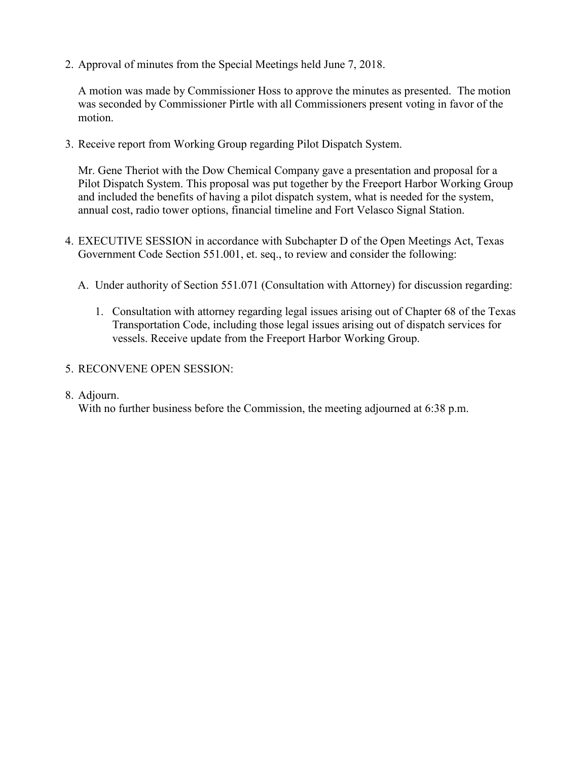2. Approval of minutes from the Special Meetings held June 7, 2018.

   A motion was made by Commissioner Hoss to approve the minutes as presented. The motion was seconded by Commissioner Pirtle with all Commissioners present voting in favor of the motion.

3. Receive report from Working Group regarding Pilot Dispatch System.

   Mr. Gene Theriot with the Dow Chemical Company gave a presentation and proposal for a Pilot Dispatch System. This proposal was put together by the Freeport Harbor Working Group and included the benefits of having a pilot dispatch system, what is needed for the system, annual cost, radio tower options, financial timeline and Fort Velasco Signal Station.

4. EXECUTIVE SESSION in accordance with Subchapter D of the Open Meetings Act, Texas Government Code Section 551.001, et. seq., to review and consider the following:

   A. Under authority of Section 551.071 (Consultation with Attorney) for discussion regarding:

      1. Consultation with attorney regarding legal issues arising out of Chapter 68 of the Texas Transportation Code, including those legal issues arising out of dispatch services for vessels. Receive update from the Freeport Harbor Working Group.

5. RECONVENE OPEN SESSION:

8. Adjourn.
   With no further business before the Commission, the meeting adjourned at 6:38 p.m.